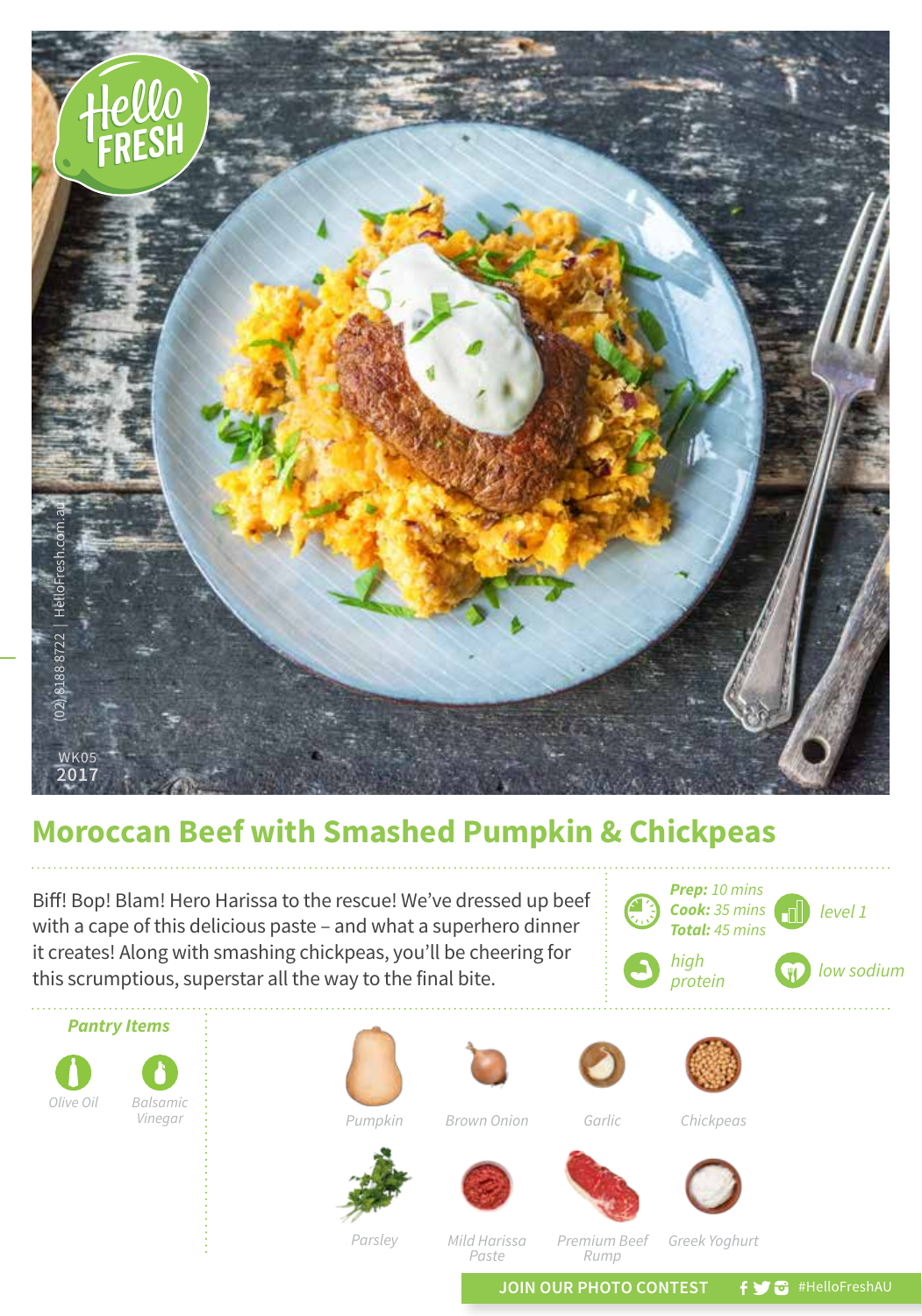(02) 8188 8722 | HelloFresh.com.au

WK05
2017

# Moroccan Beef with Smashed Pumpkin & Chickpeas

Biff! Bop! Blam! Hero Harissa to the rescue! We've dressed up beef with a cape of this delicious paste – and what a superhero dinner it creates! Along with smashing chickpeas, you'll be cheering for this scrumptious, superstar all the way to the final bite.

**Prep:** 10 mins
**Cook:** 35 mins
**Total:** 45 mins

*level 1*

*high protein*

*low sodium*

### *Pantry Items*

- Olive Oil
- Balsamic Vinegar

### Ingredients

- Pumpkin
- Brown Onion
- Garlic
- Chickpeas
- Parsley
- Mild Harissa Paste
- Premium Beef Rump
- Greek Yoghurt

JOIN OUR PHOTO CONTEST #HelloFreshAU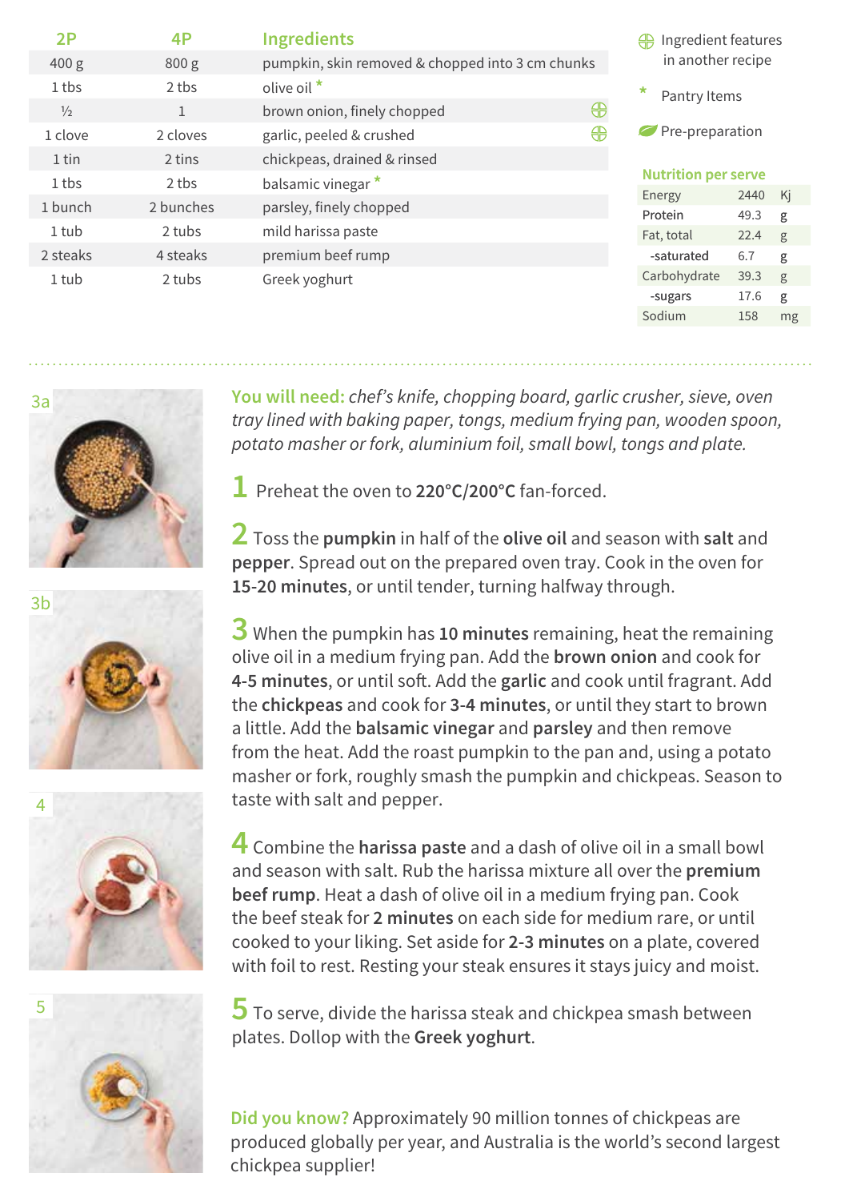| 2P | 4P | Ingredients |
|---|---|---|
| 400 g | 800 g | pumpkin, skin removed & chopped into 3 cm chunks |
| 1 tbs | 2 tbs | olive oil * |
| ½ | 1 | brown onion, finely chopped |
| 1 clove | 2 cloves | garlic, peeled & crushed |
| 1 tin | 2 tins | chickpeas, drained & rinsed |
| 1 tbs | 2 tbs | balsamic vinegar * |
| 1 bunch | 2 bunches | parsley, finely chopped |
| 1 tub | 2 tubs | mild harissa paste |
| 2 steaks | 4 steaks | premium beef rump |
| 1 tub | 2 tubs | Greek yoghurt |

Ingredient features in another recipe

* Pantry Items

Pre-preparation

**Nutrition per serve**

| | | |
|---|---|---|
| Energy | 2440 | Kj |
| Protein | 49.3 | g |
| Fat, total | 22.4 | g |
| -saturated | 6.7 | g |
| Carbohydrate | 39.3 | g |
| -sugars | 17.6 | g |
| Sodium | 158 | mg |

**You will need:** *chef's knife, chopping board, garlic crusher, sieve, oven tray lined with baking paper, tongs, medium frying pan, wooden spoon, potato masher or fork, aluminium foil, small bowl, tongs and plate.*

**1** Preheat the oven to **220°C/200°C** fan-forced.

**2** Toss the **pumpkin** in half of the **olive oil** and season with **salt** and **pepper**. Spread out on the prepared oven tray. Cook in the oven for **15-20 minutes**, or until tender, turning halfway through.

**3** When the pumpkin has **10 minutes** remaining, heat the remaining olive oil in a medium frying pan. Add the **brown onion** and cook for **4-5 minutes**, or until soft. Add the **garlic** and cook until fragrant. Add the **chickpeas** and cook for **3-4 minutes**, or until they start to brown a little. Add the **balsamic vinegar** and **parsley** and then remove from the heat. Add the roast pumpkin to the pan and, using a potato masher or fork, roughly smash the pumpkin and chickpeas. Season to taste with salt and pepper.

**4** Combine the **harissa paste** and a dash of olive oil in a small bowl and season with salt. Rub the harissa mixture all over the **premium beef rump**. Heat a dash of olive oil in a medium frying pan. Cook the beef steak for **2 minutes** on each side for medium rare, or until cooked to your liking. Set aside for **2-3 minutes** on a plate, covered with foil to rest. Resting your steak ensures it stays juicy and moist.

**5** To serve, divide the harissa steak and chickpea smash between plates. Dollop with the **Greek yoghurt**.

**Did you know?** Approximately 90 million tonnes of chickpeas are produced globally per year, and Australia is the world's second largest chickpea supplier!